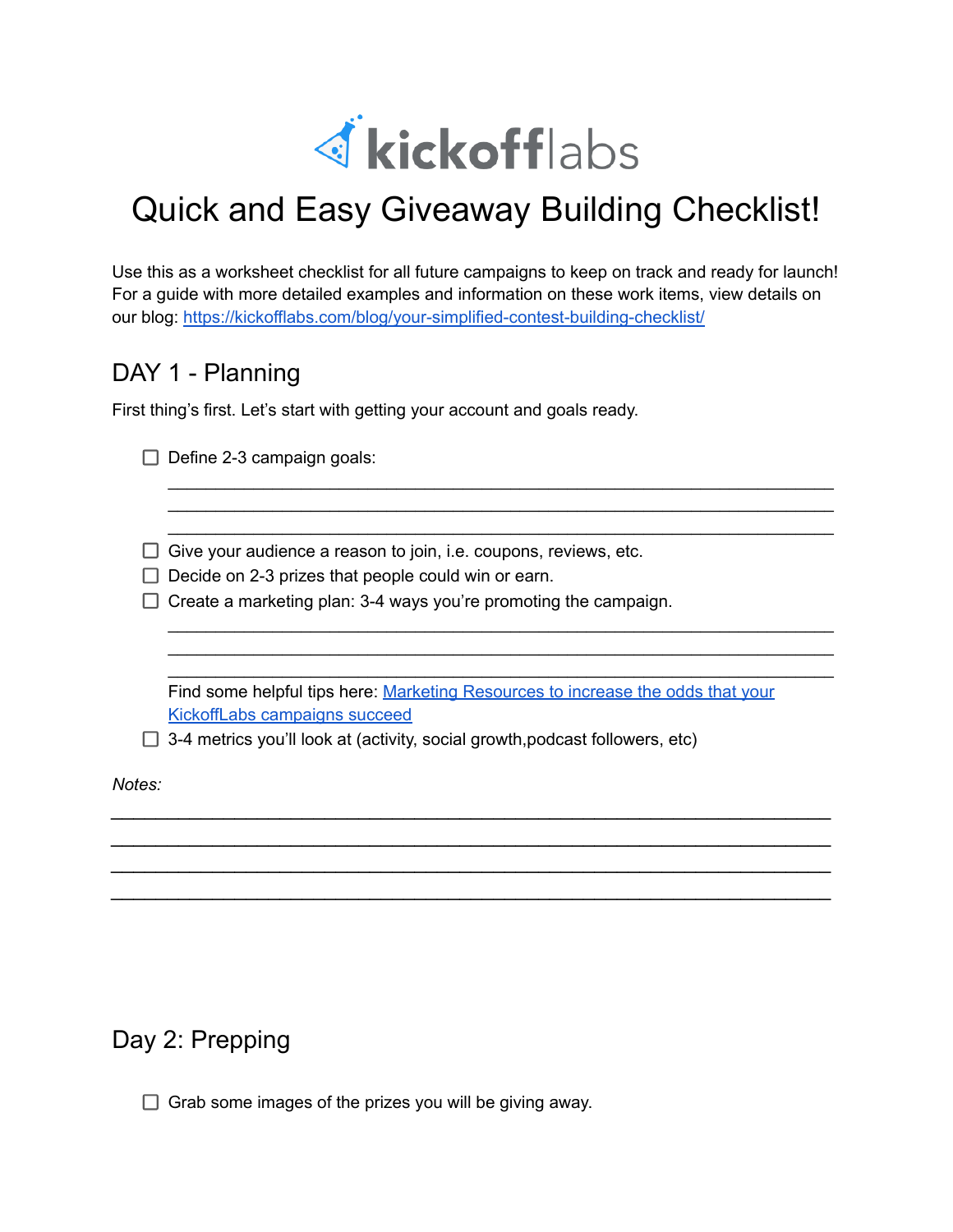kickofflabs

# Quick and Easy Giveaway Building Checklist!

Use this as a worksheet checklist for all future campaigns to keep on track and ready for launch! For a guide with more detailed examples and information on these work items, view details on our blog: [https://kickofflabs.com/blog/your-simplified-contest-building-checklist/](https://kickofflabs.com/blog/your-simplified-contest-building-checklist/)

## DAY 1 - Planning

First thing's first. Let's start with getting your account and goals ready.

- [ ] Define 2-3 campaign goals:

  ____________________________________________________________
  ____________________________________________________________
  ____________________________________________________________

- [ ] Give your audience a reason to join, i.e. coupons, reviews, etc.
- [ ] Decide on 2-3 prizes that people could win or earn.
- [ ] Create a marketing plan: 3-4 ways you're promoting the campaign.

  ____________________________________________________________
  ____________________________________________________________
  ____________________________________________________________

  Find some helpful tips here: [Marketing Resources to increase the odds that your KickoffLabs campaigns succeed]()
- [ ] 3-4 metrics you'll look at (activity, social growth,podcast followers, etc)

*Notes:*

____________________________________________________________
____________________________________________________________
____________________________________________________________
____________________________________________________________

## Day 2: Prepping

- [ ] Grab some images of the prizes you will be giving away.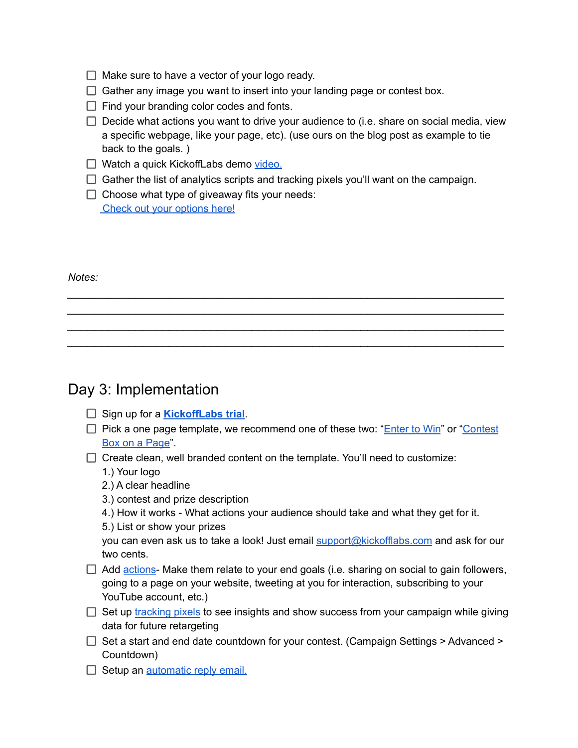- [ ] Make sure to have a vector of your logo ready.
- [ ] Gather any image you want to insert into your landing page or contest box.
- [ ] Find your branding color codes and fonts.
- [ ] Decide what actions you want to drive your audience to (i.e. share on social media, view a specific webpage, like your page, etc). (use ours on the blog post as example to tie back to the goals. )
- [ ] Watch a quick KickoffLabs demo video.
- [ ] Gather the list of analytics scripts and tracking pixels you'll want on the campaign.
- [ ] Choose what type of giveaway fits your needs:
  Check out your options here!

*Notes:*

\_\_\_\_\_\_\_\_\_\_\_\_\_\_\_\_\_\_\_\_\_\_\_\_\_\_\_\_\_\_\_\_\_\_\_\_\_\_\_\_\_\_\_\_\_\_\_\_\_\_\_\_\_\_\_\_\_\_\_\_\_\_\_\_

\_\_\_\_\_\_\_\_\_\_\_\_\_\_\_\_\_\_\_\_\_\_\_\_\_\_\_\_\_\_\_\_\_\_\_\_\_\_\_\_\_\_\_\_\_\_\_\_\_\_\_\_\_\_\_\_\_\_\_\_\_\_\_\_

\_\_\_\_\_\_\_\_\_\_\_\_\_\_\_\_\_\_\_\_\_\_\_\_\_\_\_\_\_\_\_\_\_\_\_\_\_\_\_\_\_\_\_\_\_\_\_\_\_\_\_\_\_\_\_\_\_\_\_\_\_\_\_\_

\_\_\_\_\_\_\_\_\_\_\_\_\_\_\_\_\_\_\_\_\_\_\_\_\_\_\_\_\_\_\_\_\_\_\_\_\_\_\_\_\_\_\_\_\_\_\_\_\_\_\_\_\_\_\_\_\_\_\_\_\_\_\_\_

## Day 3: Implementation

- [ ] Sign up for a **KickoffLabs trial**.
- [ ] Pick a one page template, we recommend one of these two: "Enter to Win" or "Contest Box on a Page".
- [ ] Create clean, well branded content on the template. You'll need to customize:
  1.) Your logo
  2.) A clear headline
  3.) contest and prize description
  4.) How it works - What actions your audience should take and what they get for it.
  5.) List or show your prizes
  you can even ask us to take a look! Just email support@kickofflabs.com and ask for our two cents.
- [ ] Add actions- Make them relate to your end goals (i.e. sharing on social to gain followers, going to a page on your website, tweeting at you for interaction, subscribing to your YouTube account, etc.)
- [ ] Set up tracking pixels to see insights and show success from your campaign while giving data for future retargeting
- [ ] Set a start and end date countdown for your contest. (Campaign Settings > Advanced > Countdown)
- [ ] Setup an automatic reply email.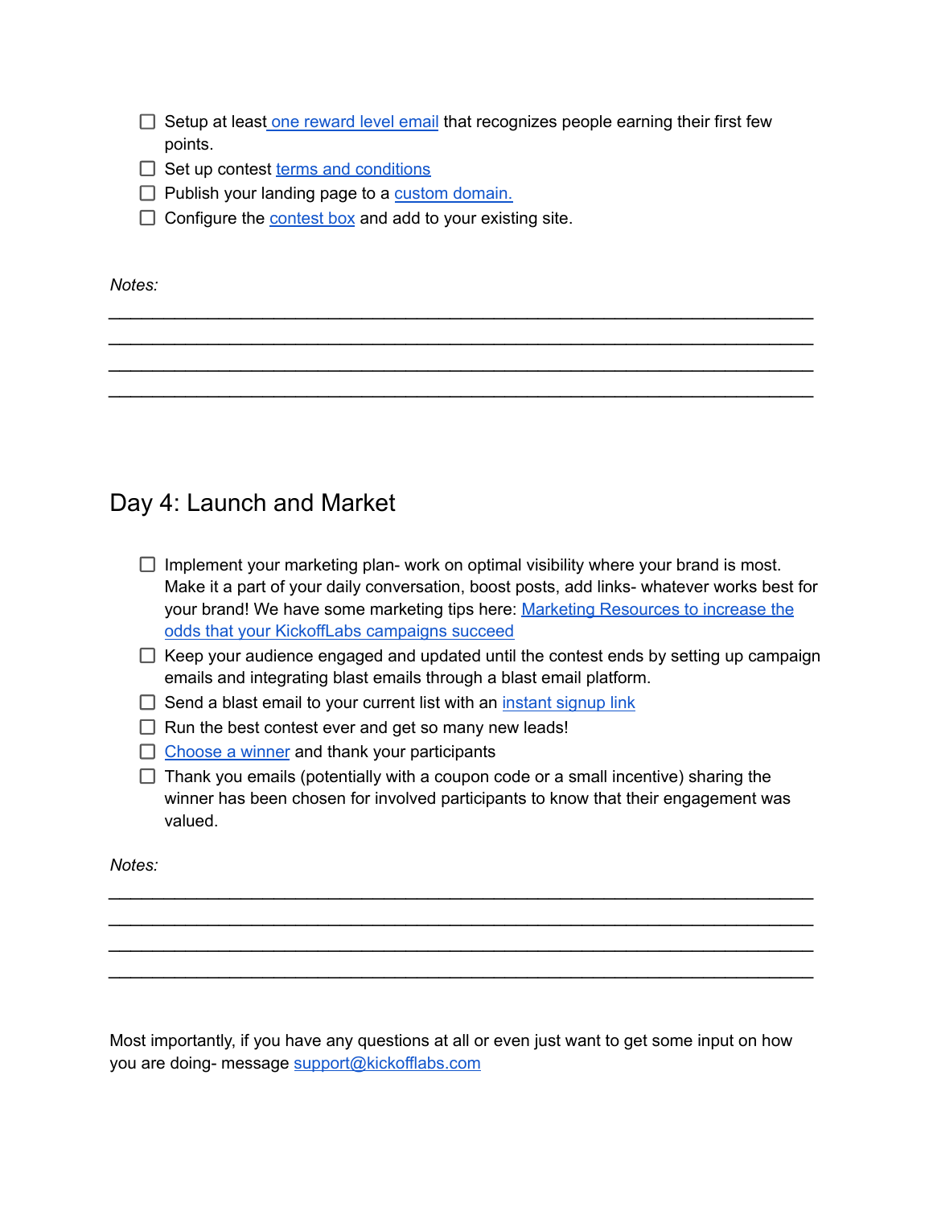- [ ] Setup at least [one reward level email]() that recognizes people earning their first few points.
- [ ] Set up contest [terms and conditions]()
- [ ] Publish your landing page to a [custom domain.]()
- [ ] Configure the [contest box]() and add to your existing site.

*Notes:*

______________________________________________________________________________
______________________________________________________________________________
______________________________________________________________________________
______________________________________________________________________________

## Day 4: Launch and Market

- [ ] Implement your marketing plan- work on optimal visibility where your brand is most. Make it a part of your daily conversation, boost posts, add links- whatever works best for your brand! We have some marketing tips here: [Marketing Resources to increase the odds that your KickoffLabs campaigns succeed]()
- [ ] Keep your audience engaged and updated until the contest ends by setting up campaign emails and integrating blast emails through a blast email platform.
- [ ] Send a blast email to your current list with an [instant signup link]()
- [ ] Run the best contest ever and get so many new leads!
- [ ] [Choose a winner]() and thank your participants
- [ ] Thank you emails (potentially with a coupon code or a small incentive) sharing the winner has been chosen for involved participants to know that their engagement was valued.

*Notes:*

______________________________________________________________________________
______________________________________________________________________________
______________________________________________________________________________
______________________________________________________________________________

Most importantly, if you have any questions at all or even just want to get some input on how you are doing- message [support@kickofflabs.com](mailto:support@kickofflabs.com)